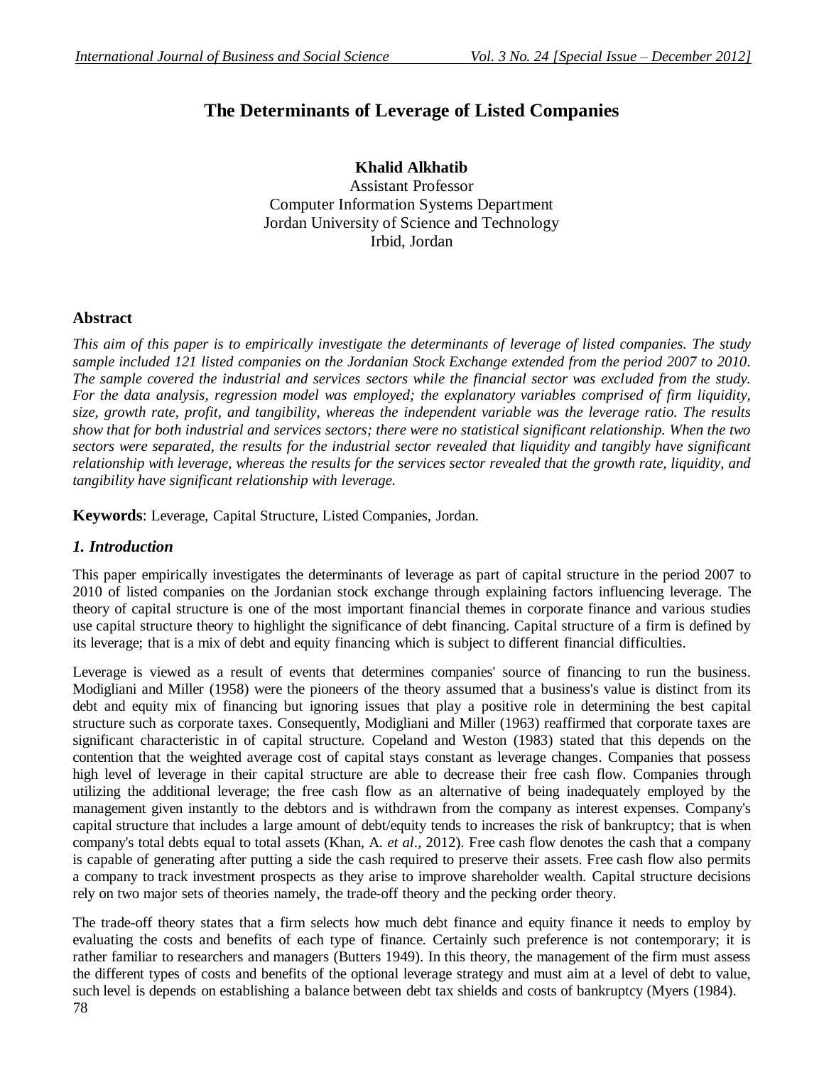# The Determinants of Leverage of Listed Companies

**Khalid Alkhatib**
Assistant Professor
Computer Information Systems Department
Jordan University of Science and Technology
Irbid, Jordan

## Abstract

*This aim of this paper is to empirically investigate the determinants of leverage of listed companies. The study sample included 121 listed companies on the Jordanian Stock Exchange extended from the period 2007 to 2010. The sample covered the industrial and services sectors while the financial sector was excluded from the study. For the data analysis, regression model was employed; the explanatory variables comprised of firm liquidity, size, growth rate, profit, and tangibility, whereas the independent variable was the leverage ratio. The results show that for both industrial and services sectors; there were no statistical significant relationship. When the two sectors were separated, the results for the industrial sector revealed that liquidity and tangibly have significant relationship with leverage, whereas the results for the services sector revealed that the growth rate, liquidity, and tangibility have significant relationship with leverage.*

**Keywords**: Leverage, Capital Structure, Listed Companies, Jordan.

## *1. Introduction*

This paper empirically investigates the determinants of leverage as part of capital structure in the period 2007 to 2010 of listed companies on the Jordanian stock exchange through explaining factors influencing leverage. The theory of capital structure is one of the most important financial themes in corporate finance and various studies use capital structure theory to highlight the significance of debt financing. Capital structure of a firm is defined by its leverage; that is a mix of debt and equity financing which is subject to different financial difficulties.

Leverage is viewed as a result of events that determines companies' source of financing to run the business. Modigliani and Miller (1958) were the pioneers of the theory assumed that a business's value is distinct from its debt and equity mix of financing but ignoring issues that play a positive role in determining the best capital structure such as corporate taxes. Consequently, Modigliani and Miller (1963) reaffirmed that corporate taxes are significant characteristic in of capital structure. Copeland and Weston (1983) stated that this depends on the contention that the weighted average cost of capital stays constant as leverage changes. Companies that possess high level of leverage in their capital structure are able to decrease their free cash flow. Companies through utilizing the additional leverage; the free cash flow as an alternative of being inadequately employed by the management given instantly to the debtors and is withdrawn from the company as interest expenses. Company's capital structure that includes a large amount of debt/equity tends to increases the risk of bankruptcy; that is when company's total debts equal to total assets (Khan, A. *et al*., 2012). Free cash flow denotes the cash that a company is capable of generating after putting a side the cash required to preserve their assets. Free cash flow also permits a company to track investment prospects as they arise to improve shareholder wealth. Capital structure decisions rely on two major sets of theories namely, the trade-off theory and the pecking order theory.

The trade-off theory states that a firm selects how much debt finance and equity finance it needs to employ by evaluating the costs and benefits of each type of finance. Certainly such preference is not contemporary; it is rather familiar to researchers and managers (Butters 1949). In this theory, the management of the firm must assess the different types of costs and benefits of the optional leverage strategy and must aim at a level of debt to value, such level is depends on establishing a balance between debt tax shields and costs of bankruptcy (Myers (1984).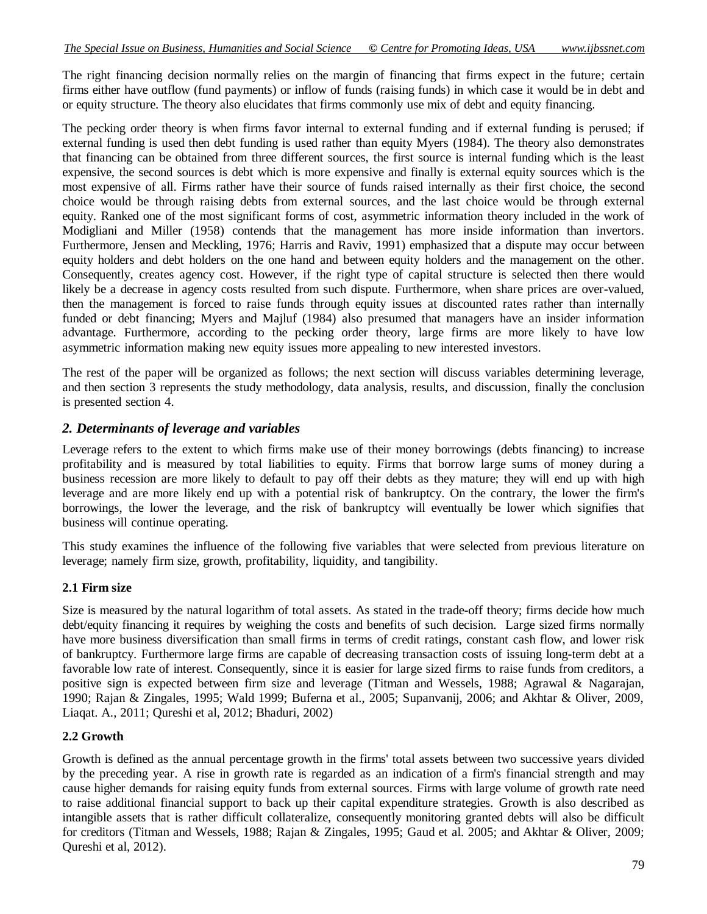The right financing decision normally relies on the margin of financing that firms expect in the future; certain firms either have outflow (fund payments) or inflow of funds (raising funds) in which case it would be in debt and or equity structure. The theory also elucidates that firms commonly use mix of debt and equity financing.

The pecking order theory is when firms favor internal to external funding and if external funding is perused; if external funding is used then debt funding is used rather than equity Myers (1984). The theory also demonstrates that financing can be obtained from three different sources, the first source is internal funding which is the least expensive, the second sources is debt which is more expensive and finally is external equity sources which is the most expensive of all. Firms rather have their source of funds raised internally as their first choice, the second choice would be through raising debts from external sources, and the last choice would be through external equity. Ranked one of the most significant forms of cost, asymmetric information theory included in the work of Modigliani and Miller (1958) contends that the management has more inside information than invertors. Furthermore, Jensen and Meckling, 1976; Harris and Raviv, 1991) emphasized that a dispute may occur between equity holders and debt holders on the one hand and between equity holders and the management on the other. Consequently, creates agency cost. However, if the right type of capital structure is selected then there would likely be a decrease in agency costs resulted from such dispute. Furthermore, when share prices are over-valued, then the management is forced to raise funds through equity issues at discounted rates rather than internally funded or debt financing; Myers and Majluf (1984) also presumed that managers have an insider information advantage. Furthermore, according to the pecking order theory, large firms are more likely to have low asymmetric information making new equity issues more appealing to new interested investors.

The rest of the paper will be organized as follows; the next section will discuss variables determining leverage, and then section 3 represents the study methodology, data analysis, results, and discussion, finally the conclusion is presented section 4.

## *2. Determinants of leverage and variables*

Leverage refers to the extent to which firms make use of their money borrowings (debts financing) to increase profitability and is measured by total liabilities to equity. Firms that borrow large sums of money during a business recession are more likely to default to pay off their debts as they mature; they will end up with high leverage and are more likely end up with a potential risk of bankruptcy. On the contrary, the lower the firm's borrowings, the lower the leverage, and the risk of bankruptcy will eventually be lower which signifies that business will continue operating.

This study examines the influence of the following five variables that were selected from previous literature on leverage; namely firm size, growth, profitability, liquidity, and tangibility.

### 2.1 Firm size

Size is measured by the natural logarithm of total assets. As stated in the trade-off theory; firms decide how much debt/equity financing it requires by weighing the costs and benefits of such decision. Large sized firms normally have more business diversification than small firms in terms of credit ratings, constant cash flow, and lower risk of bankruptcy. Furthermore large firms are capable of decreasing transaction costs of issuing long-term debt at a favorable low rate of interest. Consequently, since it is easier for large sized firms to raise funds from creditors, a positive sign is expected between firm size and leverage (Titman and Wessels, 1988; Agrawal & Nagarajan, 1990; Rajan & Zingales, 1995; Wald 1999; Buferna et al., 2005; Supanvanij, 2006; and Akhtar & Oliver, 2009, Liaqat. A., 2011; Qureshi et al, 2012; Bhaduri, 2002)

### 2.2 Growth

Growth is defined as the annual percentage growth in the firms' total assets between two successive years divided by the preceding year. A rise in growth rate is regarded as an indication of a firm's financial strength and may cause higher demands for raising equity funds from external sources. Firms with large volume of growth rate need to raise additional financial support to back up their capital expenditure strategies. Growth is also described as intangible assets that is rather difficult collateralize, consequently monitoring granted debts will also be difficult for creditors (Titman and Wessels, 1988; Rajan & Zingales, 1995; Gaud et al. 2005; and Akhtar & Oliver, 2009; Qureshi et al, 2012).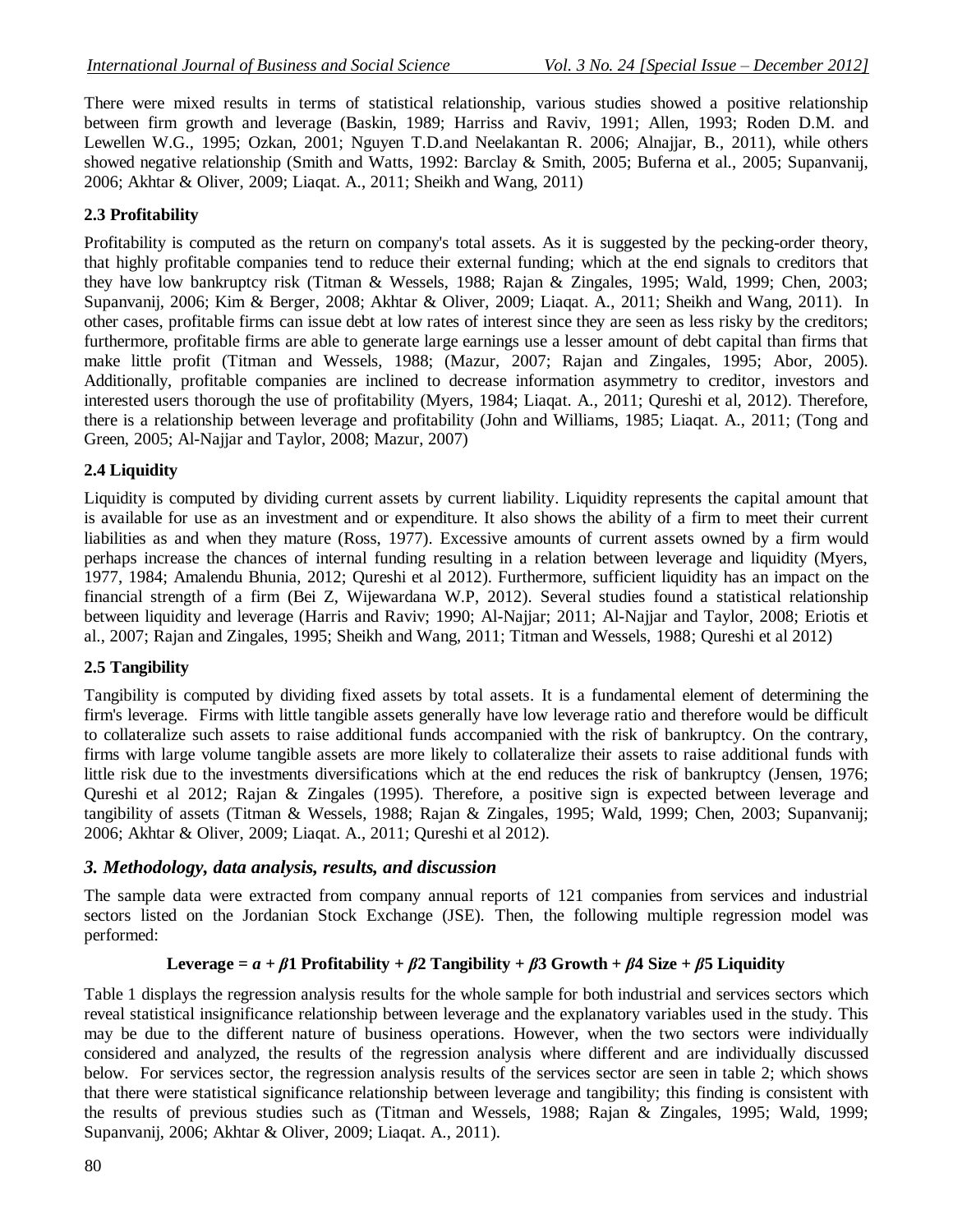There were mixed results in terms of statistical relationship, various studies showed a positive relationship between firm growth and leverage (Baskin, 1989; Harriss and Raviv, 1991; Allen, 1993; Roden D.M. and Lewellen W.G., 1995; Ozkan, 2001; Nguyen T.D.and Neelakantan R. 2006; Alnajjar, B., 2011), while others showed negative relationship (Smith and Watts, 1992: Barclay & Smith, 2005; Buferna et al., 2005; Supanvanij, 2006; Akhtar & Oliver, 2009; Liaqat. A., 2011; Sheikh and Wang, 2011)

### 2.3 Profitability

Profitability is computed as the return on company's total assets. As it is suggested by the pecking-order theory, that highly profitable companies tend to reduce their external funding; which at the end signals to creditors that they have low bankruptcy risk (Titman & Wessels, 1988; Rajan & Zingales, 1995; Wald, 1999; Chen, 2003; Supanvanij, 2006; Kim & Berger, 2008; Akhtar & Oliver, 2009; Liaqat. A., 2011; Sheikh and Wang, 2011). In other cases, profitable firms can issue debt at low rates of interest since they are seen as less risky by the creditors; furthermore, profitable firms are able to generate large earnings use a lesser amount of debt capital than firms that make little profit (Titman and Wessels, 1988; (Mazur, 2007; Rajan and Zingales, 1995; Abor, 2005). Additionally, profitable companies are inclined to decrease information asymmetry to creditor, investors and interested users thorough the use of profitability (Myers, 1984; Liaqat. A., 2011; Qureshi et al, 2012). Therefore, there is a relationship between leverage and profitability (John and Williams, 1985; Liaqat. A., 2011; (Tong and Green, 2005; Al-Najjar and Taylor, 2008; Mazur, 2007)

### 2.4 Liquidity

Liquidity is computed by dividing current assets by current liability. Liquidity represents the capital amount that is available for use as an investment and or expenditure. It also shows the ability of a firm to meet their current liabilities as and when they mature (Ross, 1977). Excessive amounts of current assets owned by a firm would perhaps increase the chances of internal funding resulting in a relation between leverage and liquidity (Myers, 1977, 1984; Amalendu Bhunia, 2012; Qureshi et al 2012). Furthermore, sufficient liquidity has an impact on the financial strength of a firm (Bei Z, Wijewardana W.P, 2012). Several studies found a statistical relationship between liquidity and leverage (Harris and Raviv; 1990; Al-Najjar; 2011; Al-Najjar and Taylor, 2008; Eriotis et al., 2007; Rajan and Zingales, 1995; Sheikh and Wang, 2011; Titman and Wessels, 1988; Qureshi et al 2012)

### 2.5 Tangibility

Tangibility is computed by dividing fixed assets by total assets. It is a fundamental element of determining the firm's leverage. Firms with little tangible assets generally have low leverage ratio and therefore would be difficult to collateralize such assets to raise additional funds accompanied with the risk of bankruptcy. On the contrary, firms with large volume tangible assets are more likely to collateralize their assets to raise additional funds with little risk due to the investments diversifications which at the end reduces the risk of bankruptcy (Jensen, 1976; Qureshi et al 2012; Rajan & Zingales (1995). Therefore, a positive sign is expected between leverage and tangibility of assets (Titman & Wessels, 1988; Rajan & Zingales, 1995; Wald, 1999; Chen, 2003; Supanvanij; 2006; Akhtar & Oliver, 2009; Liaqat. A., 2011; Qureshi et al 2012).

## *3. Methodology, data analysis, results, and discussion*

The sample data were extracted from company annual reports of 121 companies from services and industrial sectors listed on the Jordanian Stock Exchange (JSE). Then, the following multiple regression model was performed:

$$\textbf{Leverage} = a + \beta 1 \textbf{ Profitability} + \beta 2 \textbf{ Tangibility} + \beta 3 \textbf{ Growth} + \beta 4 \textbf{ Size} + \beta 5 \textbf{ Liquidity}$$

Table 1 displays the regression analysis results for the whole sample for both industrial and services sectors which reveal statistical insignificance relationship between leverage and the explanatory variables used in the study. This may be due to the different nature of business operations. However, when the two sectors were individually considered and analyzed, the results of the regression analysis where different and are individually discussed below. For services sector, the regression analysis results of the services sector are seen in table 2; which shows that there were statistical significance relationship between leverage and tangibility; this finding is consistent with the results of previous studies such as (Titman and Wessels, 1988; Rajan & Zingales, 1995; Wald, 1999; Supanvanij, 2006; Akhtar & Oliver, 2009; Liaqat. A., 2011).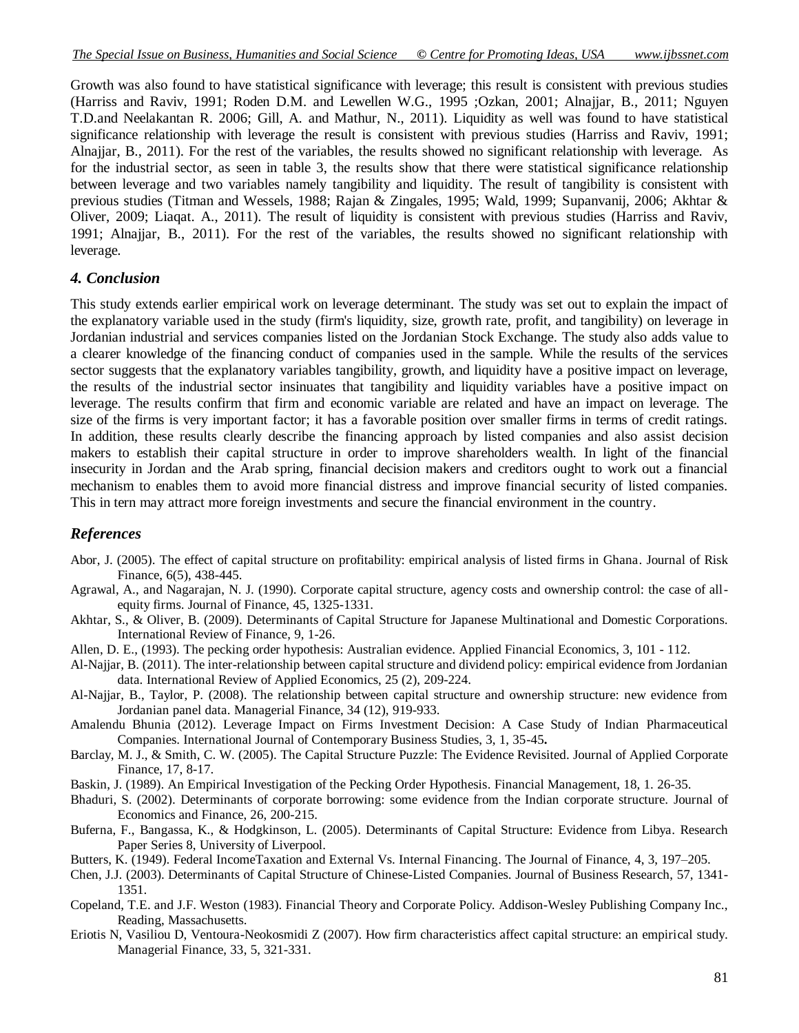Growth was also found to have statistical significance with leverage; this result is consistent with previous studies (Harriss and Raviv, 1991; Roden D.M. and Lewellen W.G., 1995 ;Ozkan, 2001; Alnajjar, B., 2011; Nguyen T.D.and Neelakantan R. 2006; Gill, A. and Mathur, N., 2011). Liquidity as well was found to have statistical significance relationship with leverage the result is consistent with previous studies (Harriss and Raviv, 1991; Alnajjar, B., 2011). For the rest of the variables, the results showed no significant relationship with leverage. As for the industrial sector, as seen in table 3, the results show that there were statistical significance relationship between leverage and two variables namely tangibility and liquidity. The result of tangibility is consistent with previous studies (Titman and Wessels, 1988; Rajan & Zingales, 1995; Wald, 1999; Supanvanij, 2006; Akhtar & Oliver, 2009; Liaqat. A., 2011). The result of liquidity is consistent with previous studies (Harriss and Raviv, 1991; Alnajjar, B., 2011). For the rest of the variables, the results showed no significant relationship with leverage.

## *4. Conclusion*

This study extends earlier empirical work on leverage determinant. The study was set out to explain the impact of the explanatory variable used in the study (firm's liquidity, size, growth rate, profit, and tangibility) on leverage in Jordanian industrial and services companies listed on the Jordanian Stock Exchange. The study also adds value to a clearer knowledge of the financing conduct of companies used in the sample. While the results of the services sector suggests that the explanatory variables tangibility, growth, and liquidity have a positive impact on leverage, the results of the industrial sector insinuates that tangibility and liquidity variables have a positive impact on leverage. The results confirm that firm and economic variable are related and have an impact on leverage. The size of the firms is very important factor; it has a favorable position over smaller firms in terms of credit ratings. In addition, these results clearly describe the financing approach by listed companies and also assist decision makers to establish their capital structure in order to improve shareholders wealth. In light of the financial insecurity in Jordan and the Arab spring, financial decision makers and creditors ought to work out a financial mechanism to enables them to avoid more financial distress and improve financial security of listed companies. This in tern may attract more foreign investments and secure the financial environment in the country.

## *References*

Abor, J. (2005). The effect of capital structure on profitability: empirical analysis of listed firms in Ghana. Journal of Risk Finance, 6(5), 438-445.

Agrawal, A., and Nagarajan, N. J. (1990). Corporate capital structure, agency costs and ownership control: the case of all-equity firms. Journal of Finance, 45, 1325-1331.

Akhtar, S., & Oliver, B. (2009). Determinants of Capital Structure for Japanese Multinational and Domestic Corporations. International Review of Finance, 9, 1-26.

Allen, D. E., (1993). The pecking order hypothesis: Australian evidence. Applied Financial Economics, 3, 101 - 112.

Al-Najjar, B. (2011). The inter-relationship between capital structure and dividend policy: empirical evidence from Jordanian data. International Review of Applied Economics, 25 (2), 209-224.

Al-Najjar, B., Taylor, P. (2008). The relationship between capital structure and ownership structure: new evidence from Jordanian panel data. Managerial Finance, 34 (12), 919-933.

Amalendu Bhunia (2012). Leverage Impact on Firms Investment Decision: A Case Study of Indian Pharmaceutical Companies. International Journal of Contemporary Business Studies, 3, 1, 35-45**.**

Barclay, M. J., & Smith, C. W. (2005). The Capital Structure Puzzle: The Evidence Revisited. Journal of Applied Corporate Finance, 17, 8-17.

Baskin, J. (1989). An Empirical Investigation of the Pecking Order Hypothesis. Financial Management, 18, 1. 26-35.

Bhaduri, S. (2002). Determinants of corporate borrowing: some evidence from the Indian corporate structure. Journal of Economics and Finance, 26, 200-215.

Buferna, F., Bangassa, K., & Hodgkinson, L. (2005). Determinants of Capital Structure: Evidence from Libya. Research Paper Series 8, University of Liverpool.

Butters, K. (1949). Federal IncomeTaxation and External Vs. Internal Financing. The Journal of Finance, 4, 3, 197–205.

Chen, J.J. (2003). Determinants of Capital Structure of Chinese-Listed Companies. Journal of Business Research, 57, 1341-1351.

Copeland, T.E. and J.F. Weston (1983). Financial Theory and Corporate Policy. Addison-Wesley Publishing Company Inc., Reading, Massachusetts.

Eriotis N, Vasiliou D, Ventoura-Neokosmidi Z (2007). How firm characteristics affect capital structure: an empirical study. Managerial Finance, 33, 5, 321-331.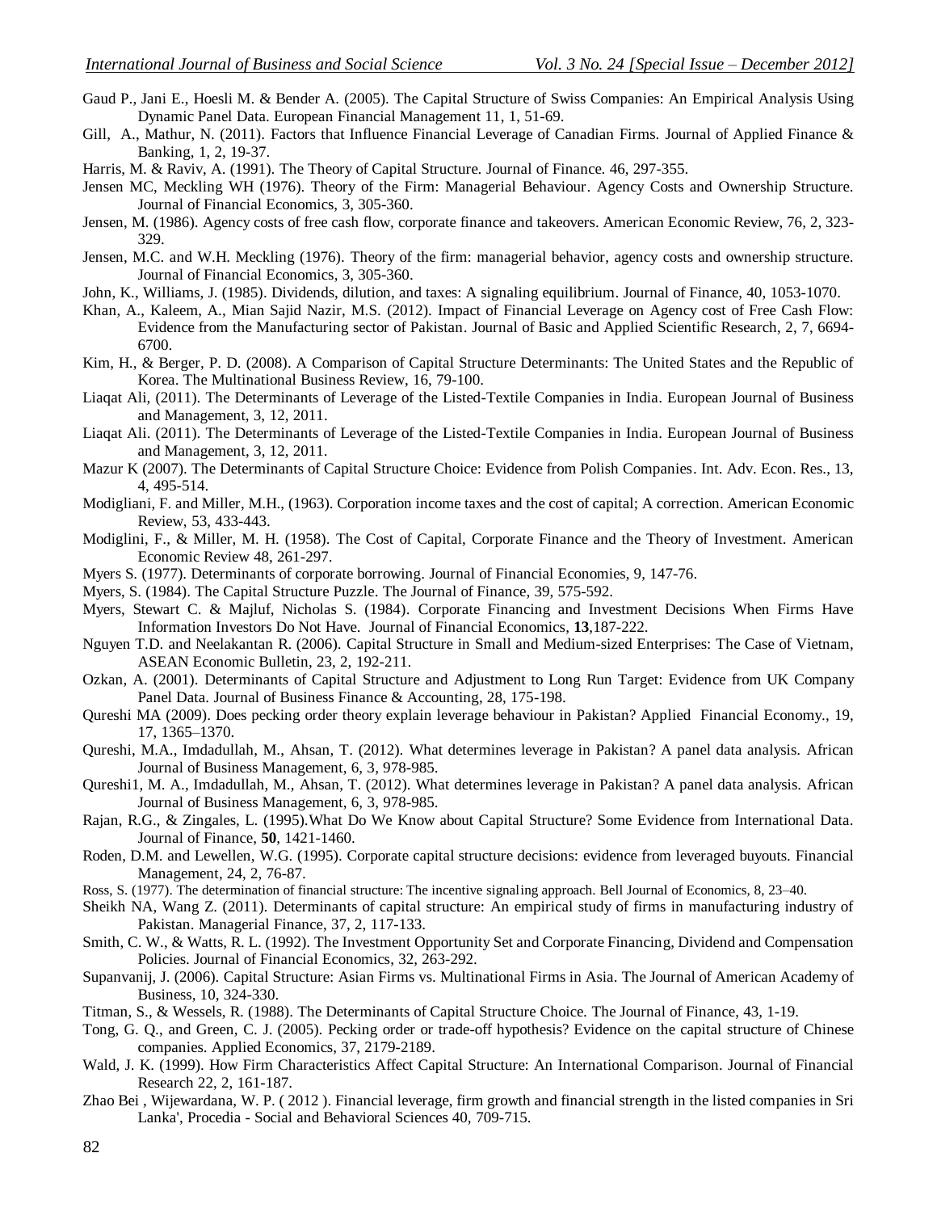Gaud P., Jani E., Hoesli M. & Bender A. (2005). The Capital Structure of Swiss Companies: An Empirical Analysis Using Dynamic Panel Data. European Financial Management 11, 1, 51-69.

Gill, A., Mathur, N. (2011). Factors that Influence Financial Leverage of Canadian Firms. Journal of Applied Finance & Banking, 1, 2, 19-37.

Harris, M. & Raviv, A. (1991). The Theory of Capital Structure. Journal of Finance. 46, 297-355.

Jensen MC, Meckling WH (1976). Theory of the Firm: Managerial Behaviour. Agency Costs and Ownership Structure. Journal of Financial Economics, 3, 305-360.

Jensen, M. (1986). Agency costs of free cash flow, corporate finance and takeovers. American Economic Review, 76, 2, 323-329.

Jensen, M.C. and W.H. Meckling (1976). Theory of the firm: managerial behavior, agency costs and ownership structure. Journal of Financial Economics, 3, 305-360.

John, K., Williams, J. (1985). Dividends, dilution, and taxes: A signaling equilibrium. Journal of Finance, 40, 1053-1070.

Khan, A., Kaleem, A., Mian Sajid Nazir, M.S. (2012). Impact of Financial Leverage on Agency cost of Free Cash Flow: Evidence from the Manufacturing sector of Pakistan. Journal of Basic and Applied Scientific Research, 2, 7, 6694-6700.

Kim, H., & Berger, P. D. (2008). A Comparison of Capital Structure Determinants: The United States and the Republic of Korea. The Multinational Business Review, 16, 79-100.

Liaqat Ali, (2011). The Determinants of Leverage of the Listed-Textile Companies in India. European Journal of Business and Management, 3, 12, 2011.

Liaqat Ali. (2011). The Determinants of Leverage of the Listed-Textile Companies in India. European Journal of Business and Management, 3, 12, 2011.

Mazur K (2007). The Determinants of Capital Structure Choice: Evidence from Polish Companies. Int. Adv. Econ. Res., 13, 4, 495-514.

Modigliani, F. and Miller, M.H., (1963). Corporation income taxes and the cost of capital; A correction. American Economic Review, 53, 433-443.

Modiglini, F., & Miller, M. H. (1958). The Cost of Capital, Corporate Finance and the Theory of Investment. American Economic Review 48, 261-297.

Myers S. (1977). Determinants of corporate borrowing. Journal of Financial Economies, 9, 147-76.

Myers, S. (1984). The Capital Structure Puzzle. The Journal of Finance, 39, 575-592.

Myers, Stewart C. & Majluf, Nicholas S. (1984). Corporate Financing and Investment Decisions When Firms Have Information Investors Do Not Have. Journal of Financial Economics, **13**,187-222.

Nguyen T.D. and Neelakantan R. (2006). Capital Structure in Small and Medium-sized Enterprises: The Case of Vietnam, ASEAN Economic Bulletin, 23, 2, 192-211.

Ozkan, A. (2001). Determinants of Capital Structure and Adjustment to Long Run Target: Evidence from UK Company Panel Data. Journal of Business Finance & Accounting, 28, 175-198.

Qureshi MA (2009). Does pecking order theory explain leverage behaviour in Pakistan? Applied Financial Economy., 19, 17, 1365–1370.

Qureshi, M.A., Imdadullah, M., Ahsan, T. (2012). What determines leverage in Pakistan? A panel data analysis. African Journal of Business Management, 6, 3, 978-985.

Qureshi1, M. A., Imdadullah, M., Ahsan, T. (2012). What determines leverage in Pakistan? A panel data analysis. African Journal of Business Management, 6, 3, 978-985.

Rajan, R.G., & Zingales, L. (1995).What Do We Know about Capital Structure? Some Evidence from International Data. Journal of Finance, **50**, 1421-1460.

Roden, D.M. and Lewellen, W.G. (1995). Corporate capital structure decisions: evidence from leveraged buyouts. Financial Management, 24, 2, 76-87.

Ross, S. (1977). The determination of financial structure: The incentive signaling approach. Bell Journal of Economics, 8, 23–40.

Sheikh NA, Wang Z. (2011). Determinants of capital structure: An empirical study of firms in manufacturing industry of Pakistan. Managerial Finance, 37, 2, 117-133.

Smith, C. W., & Watts, R. L. (1992). The Investment Opportunity Set and Corporate Financing, Dividend and Compensation Policies. Journal of Financial Economics, 32, 263-292.

Supanvanij, J. (2006). Capital Structure: Asian Firms vs. Multinational Firms in Asia. The Journal of American Academy of Business, 10, 324-330.

Titman, S., & Wessels, R. (1988). The Determinants of Capital Structure Choice. The Journal of Finance, 43, 1-19.

Tong, G. Q., and Green, C. J. (2005). Pecking order or trade-off hypothesis? Evidence on the capital structure of Chinese companies. Applied Economics, 37, 2179-2189.

Wald, J. K. (1999). How Firm Characteristics Affect Capital Structure: An International Comparison. Journal of Financial Research 22, 2, 161-187.

Zhao Bei , Wijewardana, W. P. ( 2012 ). Financial leverage, firm growth and financial strength in the listed companies in Sri Lanka', Procedia - Social and Behavioral Sciences 40, 709-715.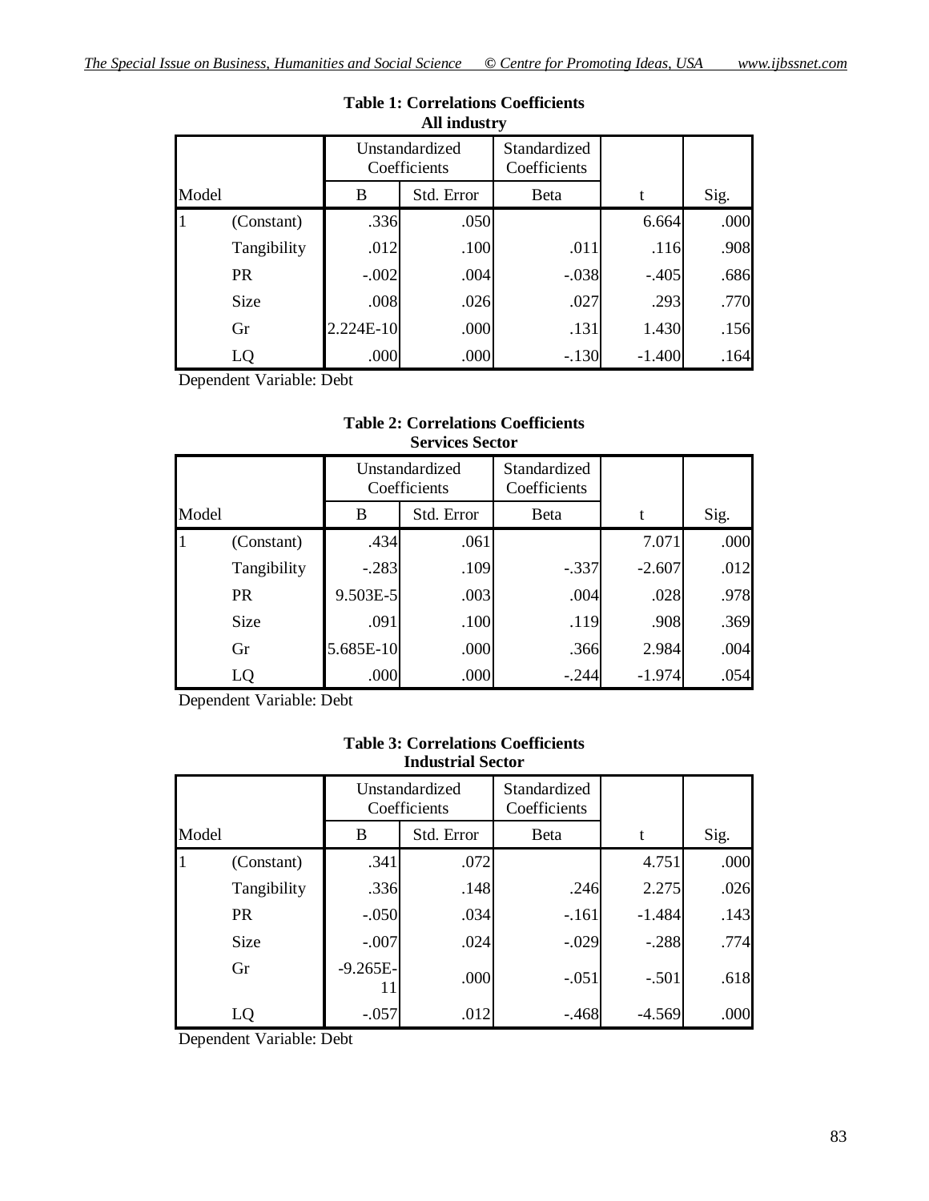**Table 1: Correlations Coefficients**
**All industry**

| Model | | Unstandardized Coefficients | | Standardized Coefficients | | |
|---|---|---|---|---|---|---|
| | | B | Std. Error | Beta | t | Sig. |
| 1 | (Constant) | .336 | .050 | | 6.664 | .000 |
| | Tangibility | .012 | .100 | .011 | .116 | .908 |
| | PR | -.002 | .004 | -.038 | -.405 | .686 |
| | Size | .008 | .026 | .027 | .293 | .770 |
| | Gr | 2.224E-10 | .000 | .131 | 1.430 | .156 |
| | LQ | .000 | .000 | -.130 | -1.400 | .164 |

Dependent Variable: Debt

**Table 2: Correlations Coefficients**
**Services Sector**

| Model | | Unstandardized Coefficients | | Standardized Coefficients | | |
|---|---|---|---|---|---|---|
| | | B | Std. Error | Beta | t | Sig. |
| 1 | (Constant) | .434 | .061 | | 7.071 | .000 |
| | Tangibility | -.283 | .109 | -.337 | -2.607 | .012 |
| | PR | 9.503E-5 | .003 | .004 | .028 | .978 |
| | Size | .091 | .100 | .119 | .908 | .369 |
| | Gr | 5.685E-10 | .000 | .366 | 2.984 | .004 |
| | LQ | .000 | .000 | -.244 | -1.974 | .054 |

Dependent Variable: Debt

**Table 3: Correlations Coefficients**
**Industrial Sector**

| Model | | Unstandardized Coefficients | | Standardized Coefficients | | |
|---|---|---|---|---|---|---|
| | | B | Std. Error | Beta | t | Sig. |
| 1 | (Constant) | .341 | .072 | | 4.751 | .000 |
| | Tangibility | .336 | .148 | .246 | 2.275 | .026 |
| | PR | -.050 | .034 | -.161 | -1.484 | .143 |
| | Size | -.007 | .024 | -.029 | -.288 | .774 |
| | Gr | -9.265E-11 | .000 | -.051 | -.501 | .618 |
| | LQ | -.057 | .012 | -.468 | -4.569 | .000 |

Dependent Variable: Debt